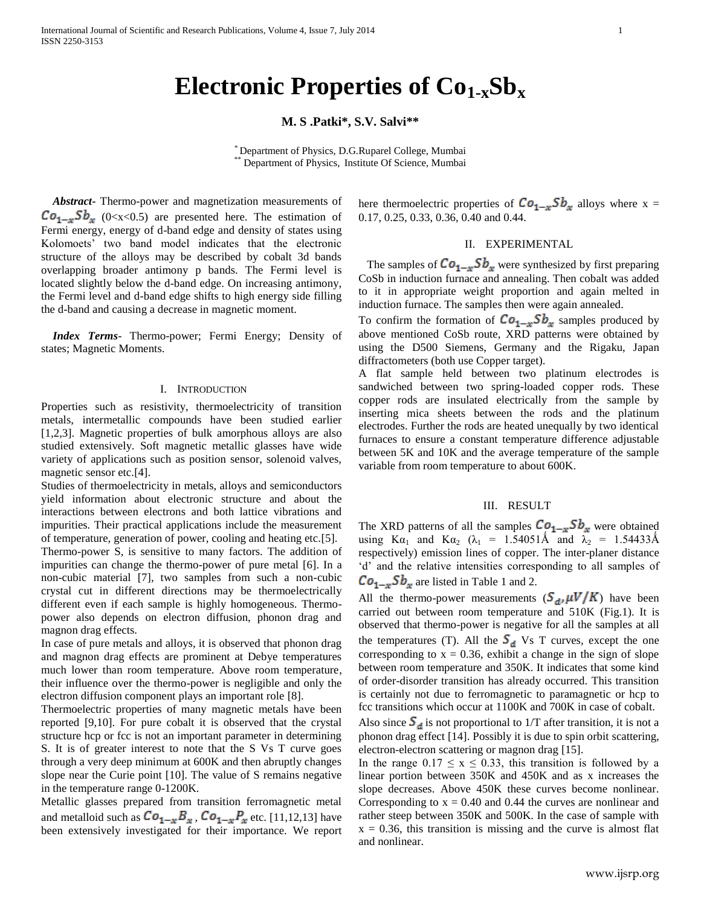# Electronic Properties of $Co_{1-x}Sb_x$

**M. S .Patki\*, S.V. Salvi\*\***

\* Department of Physics, D.G.Ruparel College, Mumbai
\*\* Department of Physics, Institute Of Science, Mumbai

***Abstract*-** Thermo-power and magnetization measurements of $Co_{1-x}Sb_x$ (0<x<0.5) are presented here. The estimation of Fermi energy, energy of d-band edge and density of states using Kolomoets' two band model indicates that the electronic structure of the alloys may be described by cobalt 3d bands overlapping broader antimony p bands. The Fermi level is located slightly below the d-band edge. On increasing antimony, the Fermi level and d-band edge shifts to high energy side filling the d-band and causing a decrease in magnetic moment.

***Index Terms*-** Thermo-power; Fermi Energy; Density of states; Magnetic Moments.

## I. Introduction

Properties such as resistivity, thermoelectricity of transition metals, intermetallic compounds have been studied earlier [1,2,3]. Magnetic properties of bulk amorphous alloys are also studied extensively. Soft magnetic metallic glasses have wide variety of applications such as position sensor, solenoid valves, magnetic sensor etc.[4].

Studies of thermoelectricity in metals, alloys and semiconductors yield information about electronic structure and about the interactions between electrons and both lattice vibrations and impurities. Their practical applications include the measurement of temperature, generation of power, cooling and heating etc.[5].

Thermo-power S, is sensitive to many factors. The addition of impurities can change the thermo-power of pure metal [6]. In a non-cubic material [7], two samples from such a non-cubic crystal cut in different directions may be thermoelectrically different even if each sample is highly homogeneous. Thermo-power also depends on electron diffusion, phonon drag and magnon drag effects.

In case of pure metals and alloys, it is observed that phonon drag and magnon drag effects are prominent at Debye temperatures much lower than room temperature. Above room temperature, their influence over the thermo-power is negligible and only the electron diffusion component plays an important role [8].

Thermoelectric properties of many magnetic metals have been reported [9,10]. For pure cobalt it is observed that the crystal structure hcp or fcc is not an important parameter in determining S. It is of greater interest to note that the S Vs T curve goes through a very deep minimum at 600K and then abruptly changes slope near the Curie point [10]. The value of S remains negative in the temperature range 0-1200K.

Metallic glasses prepared from transition ferromagnetic metal and metalloid such as $Co_{1-x}B_x$ , $Co_{1-x}P_x$ etc. [11,12,13] have been extensively investigated for their importance. We report here thermoelectric properties of $Co_{1-x}Sb_x$ alloys where x = 0.17, 0.25, 0.33, 0.36, 0.40 and 0.44.

## II. Experimental

The samples of $Co_{1-x}Sb_x$ were synthesized by first preparing CoSb in induction furnace and annealing. Then cobalt was added to it in appropriate weight proportion and again melted in induction furnace. The samples then were again annealed.

To confirm the formation of $Co_{1-x}Sb_x$ samples produced by above mentioned CoSb route, XRD patterns were obtained by using the D500 Siemens, Germany and the Rigaku, Japan diffractometers (both use Copper target).

A flat sample held between two platinum electrodes is sandwiched between two spring-loaded copper rods. These copper rods are insulated electrically from the sample by inserting mica sheets between the rods and the platinum electrodes. Further the rods are heated unequally by two identical furnaces to ensure a constant temperature difference adjustable between 5K and 10K and the average temperature of the sample variable from room temperature to about 600K.

## III. Result

The XRD patterns of all the samples $Co_{1-x}Sb_x$ were obtained using $K\alpha_1$ and $K\alpha_2$ ($\lambda_1$ = 1.54051Å and $\lambda_2$ = 1.54433Å respectively) emission lines of copper. The inter-planer distance 'd' and the relative intensities corresponding to all samples of $Co_{1-x}Sb_x$ are listed in Table 1 and 2.

All the thermo-power measurements ($S_d, \mu V/K$) have been carried out between room temperature and 510K (Fig.1). It is observed that thermo-power is negative for all the samples at all the temperatures (T). All the $S_d$ Vs T curves, except the one corresponding to x = 0.36, exhibit a change in the sign of slope between room temperature and 350K. It indicates that some kind of order-disorder transition has already occurred. This transition is certainly not due to ferromagnetic to paramagnetic or hcp to fcc transitions which occur at 1100K and 700K in case of cobalt.

Also since $S_d$ is not proportional to 1/T after transition, it is not a phonon drag effect [14]. Possibly it is due to spin orbit scattering, electron-electron scattering or magnon drag [15].

In the range $0.17 \leq x \leq 0.33$, this transition is followed by a linear portion between 350K and 450K and as x increases the slope decreases. Above 450K these curves become nonlinear. Corresponding to x = 0.40 and 0.44 the curves are nonlinear and rather steep between 350K and 500K. In the case of sample with x = 0.36, this transition is missing and the curve is almost flat and nonlinear.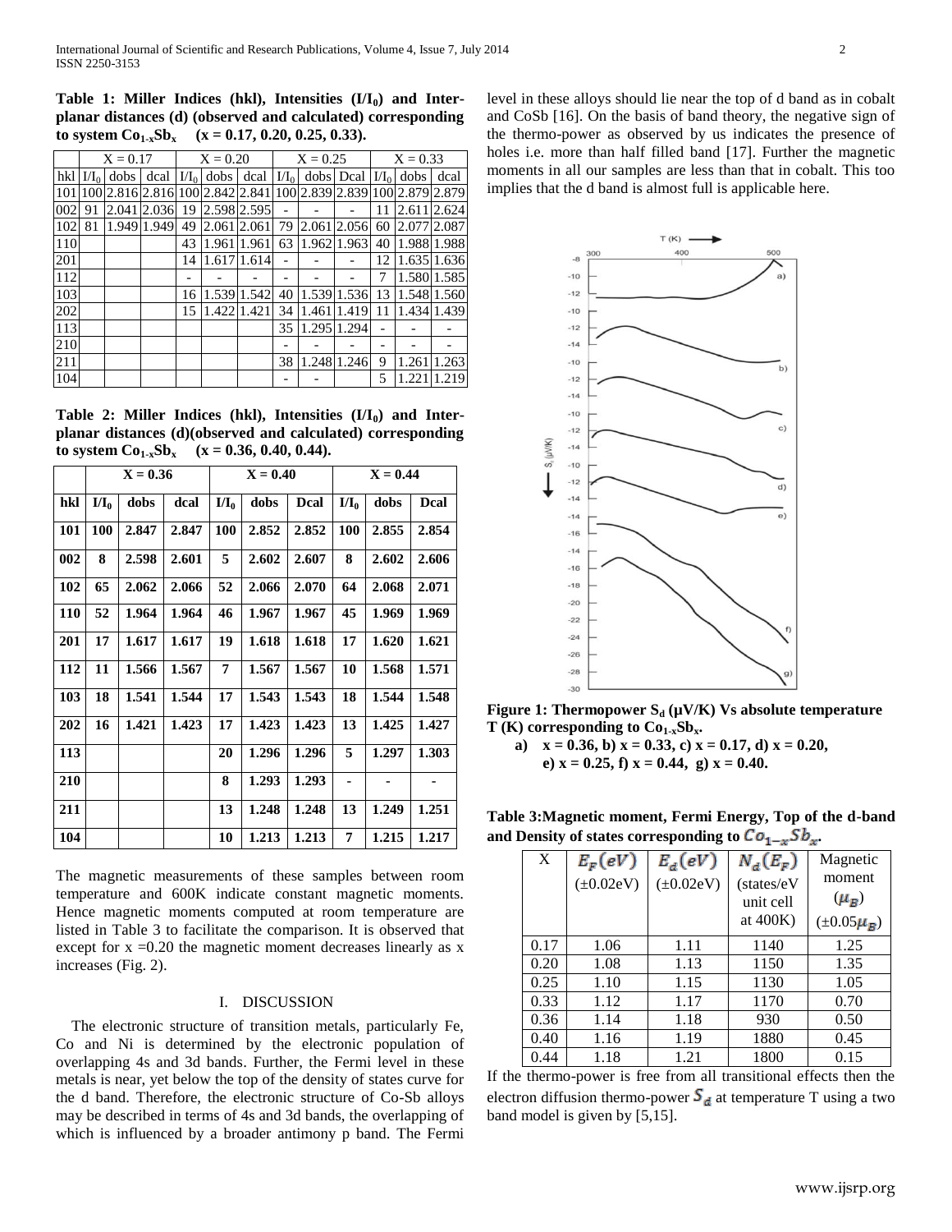**Table 1: Miller Indices (hkl), Intensities ($I/I_0$) and Inter-planar distances (d) (observed and calculated) corresponding to system $Co_{1-x}Sb_x$ (x = 0.17, 0.20, 0.25, 0.33).**

| | X = 0.17 | | | X = 0.20 | | | X = 0.25 | | | X = 0.33 | | |
|---|---|---|---|---|---|---|---|---|---|---|---|---|
| hkl | $I/I_0$ | dobs | dcal | $I/I_0$ | dobs | dcal | $I/I_0$ | dobs | Dcal | $I/I_0$ | dobs | dcal |
| 101 | 100 | 2.816 | 2.816 | 100 | 2.842 | 2.841 | 100 | 2.839 | 2.839 | 100 | 2.879 | 2.879 |
| 002 | 91 | 2.041 | 2.036 | 19 | 2.598 | 2.595 | - | - | - | 11 | 2.611 | 2.624 |
| 102 | 81 | 1.949 | 1.949 | 49 | 2.061 | 2.061 | 79 | 2.061 | 2.056 | 60 | 2.077 | 2.087 |
| 110 | | | | 43 | 1.961 | 1.961 | 63 | 1.962 | 1.963 | 40 | 1.988 | 1.988 |
| 201 | | | | 14 | 1.617 | 1.614 | - | - | - | 12 | 1.635 | 1.636 |
| 112 | | | | - | - | - | - | - | - | 7 | 1.580 | 1.585 |
| 103 | | | | 16 | 1.539 | 1.542 | 40 | 1.539 | 1.536 | 13 | 1.548 | 1.560 |
| 202 | | | | 15 | 1.422 | 1.421 | 34 | 1.461 | 1.419 | 11 | 1.434 | 1.439 |
| 113 | | | | | | | 35 | 1.295 | 1.294 | - | - | - |
| 210 | | | | | | | - | - | - | - | - | - |
| 211 | | | | | | | 38 | 1.248 | 1.246 | 9 | 1.261 | 1.263 |
| 104 | | | | | | | - | - | | 5 | 1.221 | 1.219 |

**Table 2: Miller Indices (hkl), Intensities ($I/I_0$) and Inter-planar distances (d)(observed and calculated) corresponding to system $Co_{1-x}Sb_x$ (x = 0.36, 0.40, 0.44).**

| | X = 0.36 | | | X = 0.40 | | | X = 0.44 | | |
|---|---|---|---|---|---|---|---|---|---|
| hkl | $I/I_0$ | dobs | dcal | $I/I_0$ | dobs | Dcal | $I/I_0$ | dobs | Dcal |
| 101 | 100 | 2.847 | 2.847 | 100 | 2.852 | 2.852 | 100 | 2.855 | 2.854 |
| 002 | 8 | 2.598 | 2.601 | 5 | 2.602 | 2.607 | 8 | 2.602 | 2.606 |
| 102 | 65 | 2.062 | 2.066 | 52 | 2.066 | 2.070 | 64 | 2.068 | 2.071 |
| 110 | 52 | 1.964 | 1.964 | 46 | 1.967 | 1.967 | 45 | 1.969 | 1.969 |
| 201 | 17 | 1.617 | 1.617 | 19 | 1.618 | 1.618 | 17 | 1.620 | 1.621 |
| 112 | 11 | 1.566 | 1.567 | 7 | 1.567 | 1.567 | 10 | 1.568 | 1.571 |
| 103 | 18 | 1.541 | 1.544 | 17 | 1.543 | 1.543 | 18 | 1.544 | 1.548 |
| 202 | 16 | 1.421 | 1.423 | 17 | 1.423 | 1.423 | 13 | 1.425 | 1.427 |
| 113 | | | | 20 | 1.296 | 1.296 | 5 | 1.297 | 1.303 |
| 210 | | | | 8 | 1.293 | 1.293 | - | - | - |
| 211 | | | | 13 | 1.248 | 1.248 | 13 | 1.249 | 1.251 |
| 104 | | | | 10 | 1.213 | 1.213 | 7 | 1.215 | 1.217 |

The magnetic measurements of these samples between room temperature and 600K indicate constant magnetic moments. Hence magnetic moments computed at room temperature are listed in Table 3 to facilitate the comparison. It is observed that except for x =0.20 the magnetic moment decreases linearly as x increases (Fig. 2).

## I. DISCUSSION

The electronic structure of transition metals, particularly Fe, Co and Ni is determined by the electronic population of overlapping 4s and 3d bands. Further, the Fermi level in these metals is near, yet below the top of the density of states curve for the d band. Therefore, the electronic structure of Co-Sb alloys may be described in terms of 4s and 3d bands, the overlapping of which is influenced by a broader antimony p band. The Fermi level in these alloys should lie near the top of d band as in cobalt and CoSb [16]. On the basis of band theory, the negative sign of the thermo-power as observed by us indicates the presence of holes i.e. more than half filled band [17]. Further the magnetic moments in all our samples are less than that in cobalt. This too implies that the d band is almost full is applicable here.

**Figure 1: Thermopower $S_d$ (μV/K) Vs absolute temperature T (K) corresponding to $Co_{1-x}Sb_x$.**

a) x = 0.36, b) x = 0.33, c) x = 0.17, d) x = 0.20, e) x = 0.25, f) x = 0.44, g) x = 0.40.

**Table 3:Magnetic moment, Fermi Energy, Top of the d-band and Density of states corresponding to $Co_{1-x}Sb_x$.**

| X | $E_F(eV)$ (±0.02eV) | $E_d(eV)$ (±0.02eV) | $N_d(E_F)$ (states/eV unit cell at 400K) | Magnetic moment ($\mu_B$) (±0.05$\mu_B$) |
|---|---|---|---|---|
| 0.17 | 1.06 | 1.11 | 1140 | 1.25 |
| 0.20 | 1.08 | 1.13 | 1150 | 1.35 |
| 0.25 | 1.10 | 1.15 | 1130 | 1.05 |
| 0.33 | 1.12 | 1.17 | 1170 | 0.70 |
| 0.36 | 1.14 | 1.18 | 930 | 0.50 |
| 0.40 | 1.16 | 1.19 | 1880 | 0.45 |
| 0.44 | 1.18 | 1.21 | 1800 | 0.15 |

If the thermo-power is free from all transitional effects then the electron diffusion thermo-power $S_d$ at temperature T using a two band model is given by [5,15].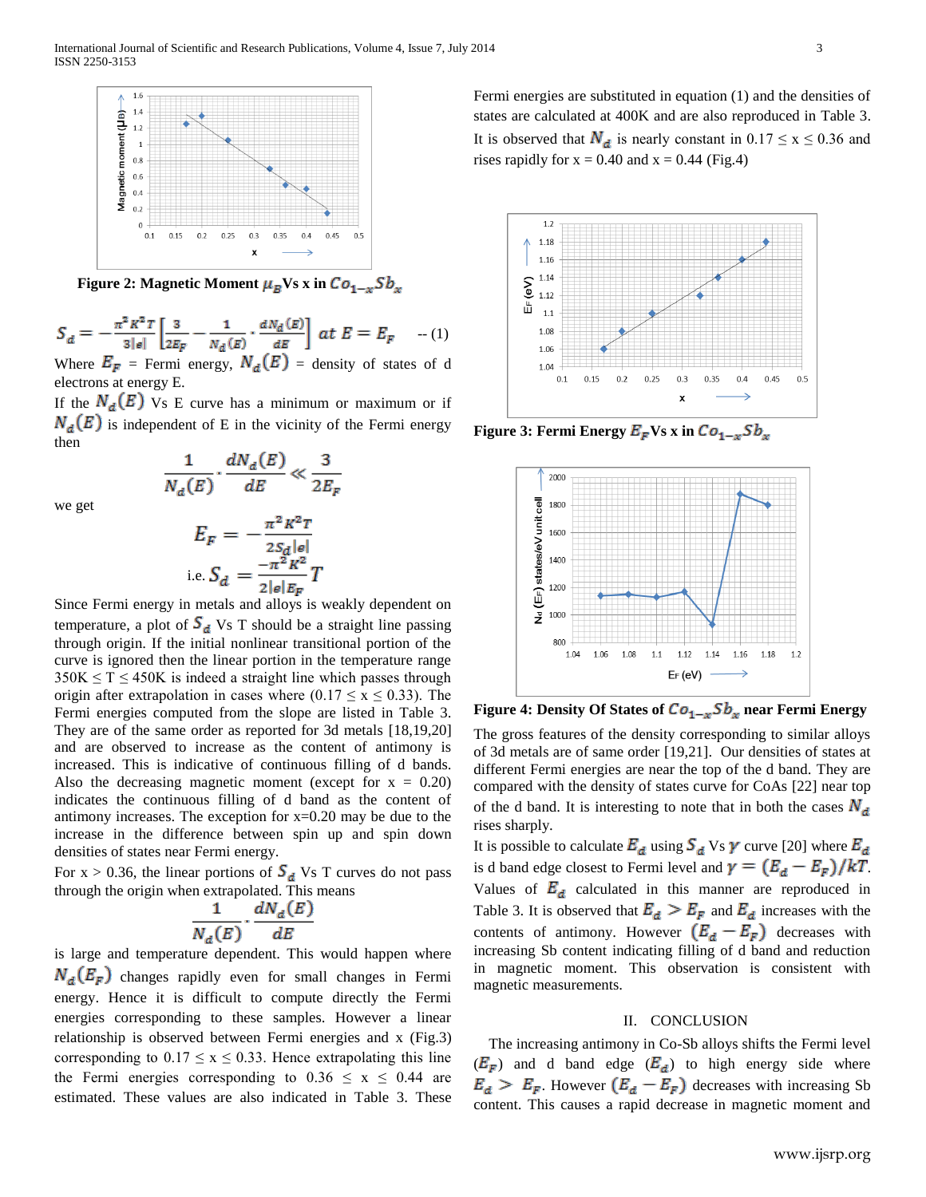Figure 2: Magnetic Moment $\mu_B$ Vs x in $Co_{1-x}Sb_x$

$$S_d = -\frac{\pi^2 K^2 T}{3|e|}\left[\frac{3}{2E_F} - \frac{1}{N_d(E)}\cdot\frac{dN_d(E)}{dE}\right] \text{ at } E = E_F \quad \text{-- (1)}$$

Where $E_F$ = Fermi energy, $N_d(E)$ = density of states of d electrons at energy E.

If the $N_d(E)$ Vs E curve has a minimum or maximum or if $N_d(E)$ is independent of E in the vicinity of the Fermi energy then

$$\frac{1}{N_d(E)}\cdot\frac{dN_d(E)}{dE} \ll \frac{3}{2E_F}$$

we get

$$E_F = -\frac{\pi^2 K^2 T}{2S_d|e|}$$

$$\text{i.e. } S_d = \frac{-\pi^2 K^2}{2|e|E_F} T$$

Since Fermi energy in metals and alloys is weakly dependent on temperature, a plot of $S_d$ Vs T should be a straight line passing through origin. If the initial nonlinear transitional portion of the curve is ignored then the linear portion in the temperature range 350K ≤ T ≤ 450K is indeed a straight line which passes through origin after extrapolation in cases where (0.17 ≤ x ≤ 0.33). The Fermi energies computed from the slope are listed in Table 3. They are of the same order as reported for 3d metals [18,19,20] and are observed to increase as the content of antimony is increased. This is indicative of continuous filling of d bands. Also the decreasing magnetic moment (except for x = 0.20) indicates the continuous filling of d band as the content of antimony increases. The exception for x=0.20 may be due to the increase in the difference between spin up and spin down densities of states near Fermi energy.

For x > 0.36, the linear portions of $S_d$ Vs T curves do not pass through the origin when extrapolated. This means

$$\frac{1}{N_d(E)}\cdot\frac{dN_d(E)}{dE}$$

is large and temperature dependent. This would happen where $N_d(E_F)$ changes rapidly even for small changes in Fermi energy. Hence it is difficult to compute directly the Fermi energies corresponding to these samples. However a linear relationship is observed between Fermi energies and x (Fig.3) corresponding to 0.17 ≤ x ≤ 0.33. Hence extrapolating this line the Fermi energies corresponding to 0.36 ≤ x ≤ 0.44 are estimated. These values are also indicated in Table 3. These Fermi energies are substituted in equation (1) and the densities of states are calculated at 400K and are also reproduced in Table 3. It is observed that $N_d$ is nearly constant in 0.17 ≤ x ≤ 0.36 and rises rapidly for x = 0.40 and x = 0.44 (Fig.4)

Figure 3: Fermi Energy $E_F$ Vs x in $Co_{1-x}Sb_x$

Figure 4: Density Of States of $Co_{1-x}Sb_x$ near Fermi Energy

The gross features of the density corresponding to similar alloys of 3d metals are of same order [19,21]. Our densities of states at different Fermi energies are near the top of the d band. They are compared with the density of states curve for CoAs [22] near top of the d band. It is interesting to note that in both the cases $N_d$ rises sharply.

It is possible to calculate $E_d$ using $S_d$ Vs $\gamma$ curve [20] where $E_d$ is d band edge closest to Fermi level and $\gamma = (E_d - E_F)/kT$. Values of $E_d$ calculated in this manner are reproduced in Table 3. It is observed that $E_d > E_F$ and $E_d$ increases with the contents of antimony. However $(E_d - E_F)$ decreases with increasing Sb content indicating filling of d band and reduction in magnetic moment. This observation is consistent with magnetic measurements.

## II. CONCLUSION

The increasing antimony in Co-Sb alloys shifts the Fermi level $(E_F)$ and d band edge $(E_d)$ to high energy side where $E_d > E_F$. However $(E_d - E_F)$ decreases with increasing Sb content. This causes a rapid decrease in magnetic moment and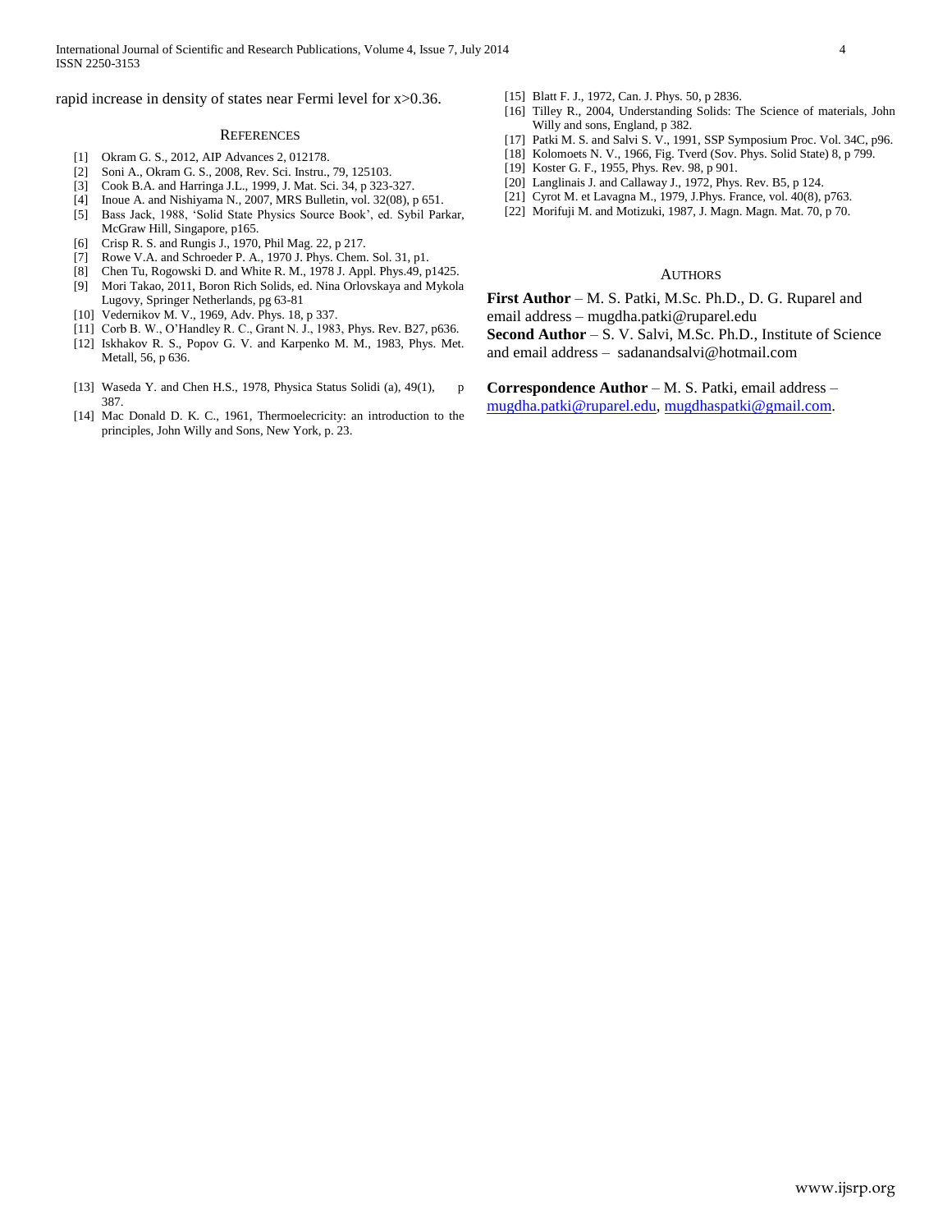rapid increase in density of states near Fermi level for $x>0.36$.

## REFERENCES

[1] Okram G. S., 2012, AIP Advances 2, 012178.
[2] Soni A., Okram G. S., 2008, Rev. Sci. Instru., 79, 125103.
[3] Cook B.A. and Harringa J.L., 1999, J. Mat. Sci. 34, p 323-327.
[4] Inoue A. and Nishiyama N., 2007, MRS Bulletin, vol. 32(08), p 651.
[5] Bass Jack, 1988, 'Solid State Physics Source Book', ed. Sybil Parkar, McGraw Hill, Singapore, p165.
[6] Crisp R. S. and Rungis J., 1970, Phil Mag. 22, p 217.
[7] Rowe V.A. and Schroeder P. A., 1970 J. Phys. Chem. Sol. 31, p1.
[8] Chen Tu, Rogowski D. and White R. M., 1978 J. Appl. Phys.49, p1425.
[9] Mori Takao, 2011, Boron Rich Solids, ed. Nina Orlovskaya and Mykola Lugovy, Springer Netherlands, pg 63-81
[10] Vedernikov M. V., 1969, Adv. Phys. 18, p 337.
[11] Corb B. W., O'Handley R. C., Grant N. J., 1983, Phys. Rev. B27, p636.
[12] Iskhakov R. S., Popov G. V. and Karpenko M. M., 1983, Phys. Met. Metall, 56, p 636.
[13] Waseda Y. and Chen H.S., 1978, Physica Status Solidi (a), 49(1), p 387.
[14] Mac Donald D. K. C., 1961, Thermoelecricity: an introduction to the principles, John Willy and Sons, New York, p. 23.
[15] Blatt F. J., 1972, Can. J. Phys. 50, p 2836.
[16] Tilley R., 2004, Understanding Solids: The Science of materials, John Willy and sons, England, p 382.
[17] Patki M. S. and Salvi S. V., 1991, SSP Symposium Proc. Vol. 34C, p96.
[18] Kolomoets N. V., 1966, Fig. Tverd (Sov. Phys. Solid State) 8, p 799.
[19] Koster G. F., 1955, Phys. Rev. 98, p 901.
[20] Langlinais J. and Callaway J., 1972, Phys. Rev. B5, p 124.
[21] Cyrot M. et Lavagna M., 1979, J.Phys. France, vol. 40(8), p763.
[22] Morifuji M. and Motizuki, 1987, J. Magn. Magn. Mat. 70, p 70.

## AUTHORS

**First Author** – M. S. Patki, M.Sc. Ph.D., D. G. Ruparel and email address – mugdha.patki@ruparel.edu
**Second Author** – S. V. Salvi, M.Sc. Ph.D., Institute of Science and email address – sadanandsalvi@hotmail.com

**Correspondence Author** – M. S. Patki, email address – mugdha.patki@ruparel.edu, mugdhaspatki@gmail.com.